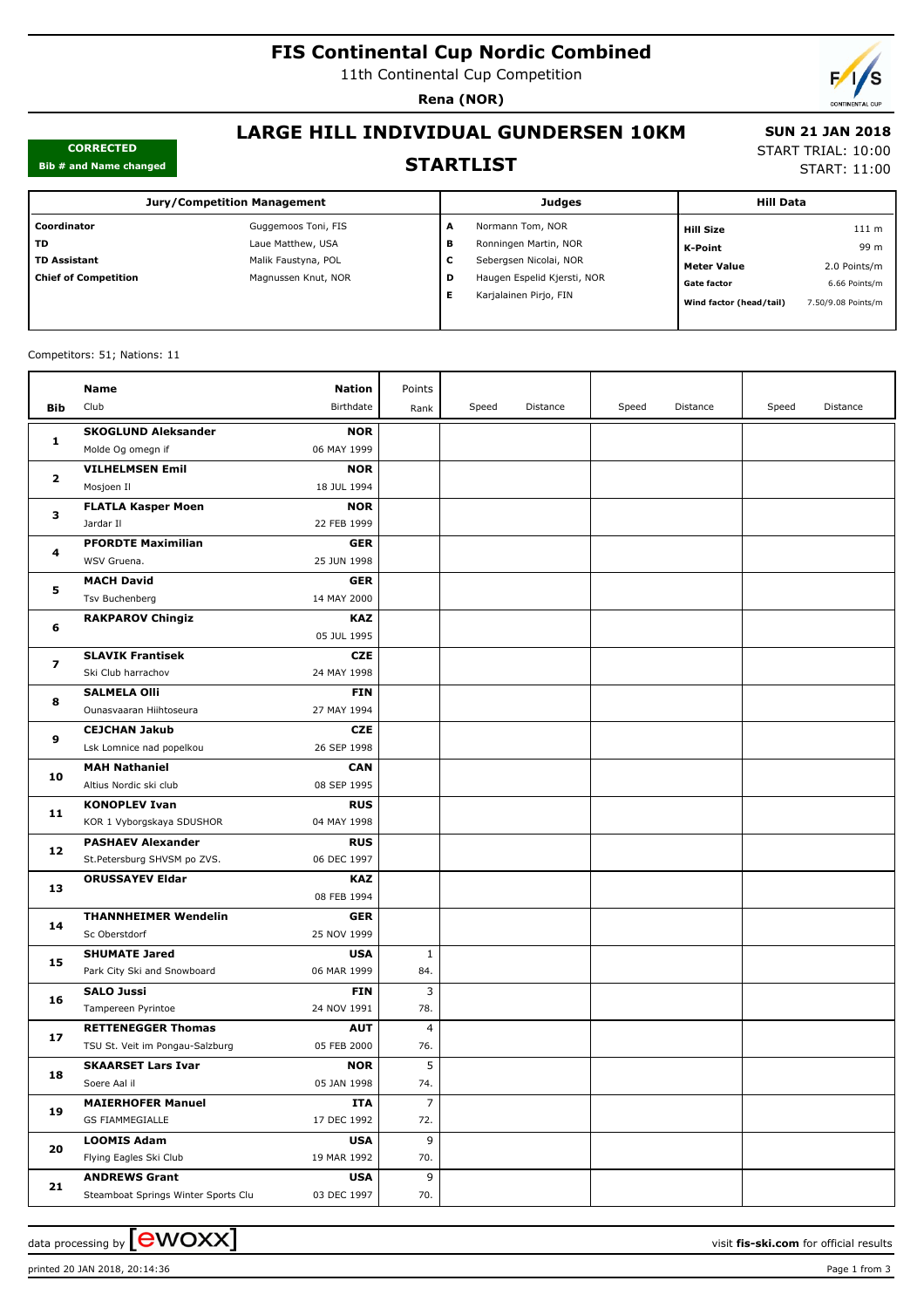# FIS Continental Cup Nordic Combined

11th Continental Cup Competition

**Rena (NOR)**

**CORRECTED**
**Bib # and Name changed**

## LARGE HILL INDIVIDUAL GUNDERSEN 10KM

## STARTLIST

**SUN 21 JAN 2018**
START TRIAL: 10:00
START: 11:00

| Jury/Competition Management | |
|---|---|
| **Coordinator** | Guggemoos Toni, FIS |
| **TD** | Laue Matthew, USA |
| **TD Assistant** | Malik Faustyna, POL |
| **Chief of Competition** | Magnussen Knut, NOR |

| Judges | |
|---|---|
| **A** | Normann Tom, NOR |
| **B** | Ronningen Martin, NOR |
| **C** | Sebergsen Nicolai, NOR |
| **D** | Haugen Espelid Kjersti, NOR |
| **E** | Karjalainen Pirjo, FIN |

| Hill Data | |
|---|---|
| **Hill Size** | 111 m |
| **K-Point** | 99 m |
| **Meter Value** | 2.0 Points/m |
| **Gate factor** | 6.66 Points/m |
| **Wind factor (head/tail)** | 7.50/9.08 Points/m |

Competitors: 51; Nations: 11

| Bib | Name / Club | Nation / Birthdate | Points / Rank | Speed | Distance | Speed | Distance | Speed | Distance |
|---|---|---|---|---|---|---|---|---|---|
| 1 | **SKOGLUND Aleksander** Molde Og omegn if | **NOR** 06 MAY 1999 | | | | | | | |
| 2 | **VILHELMSEN Emil** Mosjoen Il | **NOR** 18 JUL 1994 | | | | | | | |
| 3 | **FLATLA Kasper Moen** Jardar Il | **NOR** 22 FEB 1999 | | | | | | | |
| 4 | **PFORDTE Maximilian** WSV Gruena. | **GER** 25 JUN 1998 | | | | | | | |
| 5 | **MACH David** Tsv Buchenberg | **GER** 14 MAY 2000 | | | | | | | |
| 6 | **RAKPAROV Chingiz** | **KAZ** 05 JUL 1995 | | | | | | | |
| 7 | **SLAVIK Frantisek** Ski Club harrachov | **CZE** 24 MAY 1998 | | | | | | | |
| 8 | **SALMELA Olli** Ounasvaaran Hiihtoseura | **FIN** 27 MAY 1994 | | | | | | | |
| 9 | **CEJCHAN Jakub** Lsk Lomnice nad popelkou | **CZE** 26 SEP 1998 | | | | | | | |
| 10 | **MAH Nathaniel** Altius Nordic ski club | **CAN** 08 SEP 1995 | | | | | | | |
| 11 | **KONOPLEV Ivan** KOR 1 Vyborgskaya SDUSHOR | **RUS** 04 MAY 1998 | | | | | | | |
| 12 | **PASHAEV Alexander** St.Petersburg SHVSM po ZVS. | **RUS** 06 DEC 1997 | | | | | | | |
| 13 | **ORUSSAYEV Eldar** | **KAZ** 08 FEB 1994 | | | | | | | |
| 14 | **THANNHEIMER Wendelin** Sc Oberstdorf | **GER** 25 NOV 1999 | | | | | | | |
| 15 | **SHUMATE Jared** Park City Ski and Snowboard | **USA** 06 MAR 1999 | 1 84. | | | | | | |
| 16 | **SALO Jussi** Tampereen Pyrintoe | **FIN** 24 NOV 1991 | 3 78. | | | | | | |
| 17 | **RETTENEGGER Thomas** TSU St. Veit im Pongau-Salzburg | **AUT** 05 FEB 2000 | 4 76. | | | | | | |
| 18 | **SKAARSET Lars Ivar** Soere Aal il | **NOR** 05 JAN 1998 | 5 74. | | | | | | |
| 19 | **MAIERHOFER Manuel** GS FIAMMEGIALLE | **ITA** 17 DEC 1992 | 7 72. | | | | | | |
| 20 | **LOOMIS Adam** Flying Eagles Ski Club | **USA** 19 MAR 1992 | 9 70. | | | | | | |
| 21 | **ANDREWS Grant** Steamboat Springs Winter Sports Clu | **USA** 03 DEC 1997 | 9 70. | | | | | | |

data processing by ewoxx — visit **fis-ski.com** for official results

printed 20 JAN 2018, 20:14:36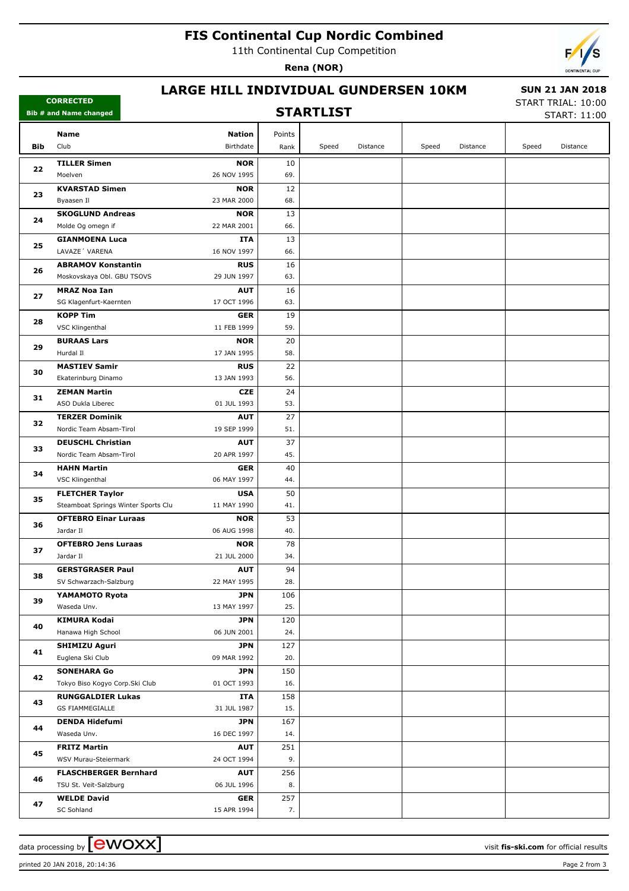# FIS Continental Cup Nordic Combined

11th Continental Cup Competition

**Rena (NOR)**

## LARGE HILL INDIVIDUAL GUNDERSEN 10KM

**SUN 21 JAN 2018**

START TRIAL: 10:00

START: 11:00

**CORRECTED**

**Bib # and Name changed**

## STARTLIST

| Bib | Name / Club | Nation / Birthdate | Points / Rank | Speed | Distance | Speed | Distance | Speed | Distance |
|---|---|---|---|---|---|---|---|---|---|
| 22 | **TILLER Simen**<br>Moelven | **NOR**<br>26 NOV 1995 | 10<br>69. | | | | | | |
| 23 | **KVARSTAD Simen**<br>Byaasen Il | **NOR**<br>23 MAR 2000 | 12<br>68. | | | | | | |
| 24 | **SKOGLUND Andreas**<br>Molde Og omegn if | **NOR**<br>22 MAR 2001 | 13<br>66. | | | | | | |
| 25 | **GIANMOENA Luca**<br>LAVAZE´ VARENA | **ITA**<br>16 NOV 1997 | 13<br>66. | | | | | | |
| 26 | **ABRAMOV Konstantin**<br>Moskovskaya Obl. GBU TSOVS | **RUS**<br>29 JUN 1997 | 16<br>63. | | | | | | |
| 27 | **MRAZ Noa Ian**<br>SG Klagenfurt-Kaernten | **AUT**<br>17 OCT 1996 | 16<br>63. | | | | | | |
| 28 | **KOPP Tim**<br>VSC Klingenthal | **GER**<br>11 FEB 1999 | 19<br>59. | | | | | | |
| 29 | **BURAAS Lars**<br>Hurdal Il | **NOR**<br>17 JAN 1995 | 20<br>58. | | | | | | |
| 30 | **MASTIEV Samir**<br>Ekaterinburg Dinamo | **RUS**<br>13 JAN 1993 | 22<br>56. | | | | | | |
| 31 | **ZEMAN Martin**<br>ASO Dukla Liberec | **CZE**<br>01 JUL 1993 | 24<br>53. | | | | | | |
| 32 | **TERZER Dominik**<br>Nordic Team Absam-Tirol | **AUT**<br>19 SEP 1999 | 27<br>51. | | | | | | |
| 33 | **DEUSCHL Christian**<br>Nordic Team Absam-Tirol | **AUT**<br>20 APR 1997 | 37<br>45. | | | | | | |
| 34 | **HAHN Martin**<br>VSC Klingenthal | **GER**<br>06 MAY 1997 | 40<br>44. | | | | | | |
| 35 | **FLETCHER Taylor**<br>Steamboat Springs Winter Sports Clu | **USA**<br>11 MAY 1990 | 50<br>41. | | | | | | |
| 36 | **OFTEBRO Einar Luraas**<br>Jardar Il | **NOR**<br>06 AUG 1998 | 53<br>40. | | | | | | |
| 37 | **OFTEBRO Jens Luraas**<br>Jardar Il | **NOR**<br>21 JUL 2000 | 78<br>34. | | | | | | |
| 38 | **GERSTGRASER Paul**<br>SV Schwarzach-Salzburg | **AUT**<br>22 MAY 1995 | 94<br>28. | | | | | | |
| 39 | **YAMAMOTO Ryota**<br>Waseda Unv. | **JPN**<br>13 MAY 1997 | 106<br>25. | | | | | | |
| 40 | **KIMURA Kodai**<br>Hanawa High School | **JPN**<br>06 JUN 2001 | 120<br>24. | | | | | | |
| 41 | **SHIMIZU Aguri**<br>Euglena Ski Club | **JPN**<br>09 MAR 1992 | 127<br>20. | | | | | | |
| 42 | **SONEHARA Go**<br>Tokyo Biso Kogyo Corp.Ski Club | **JPN**<br>01 OCT 1993 | 150<br>16. | | | | | | |
| 43 | **RUNGGALDIER Lukas**<br>GS FIAMMEGIALLE | **ITA**<br>31 JUL 1987 | 158<br>15. | | | | | | |
| 44 | **DENDA Hidefumi**<br>Waseda Unv. | **JPN**<br>16 DEC 1997 | 167<br>14. | | | | | | |
| 45 | **FRITZ Martin**<br>WSV Murau-Steiermark | **AUT**<br>24 OCT 1994 | 251<br>9. | | | | | | |
| 46 | **FLASCHBERGER Bernhard**<br>TSU St. Veit-Salzburg | **AUT**<br>06 JUL 1996 | 256<br>8. | | | | | | |
| 47 | **WELDE David**<br>SC Sohland | **GER**<br>15 APR 1994 | 257<br>7. | | | | | | |

data processing by ewoxx — visit **fis-ski.com** for official results

printed 20 JAN 2018, 20:14:36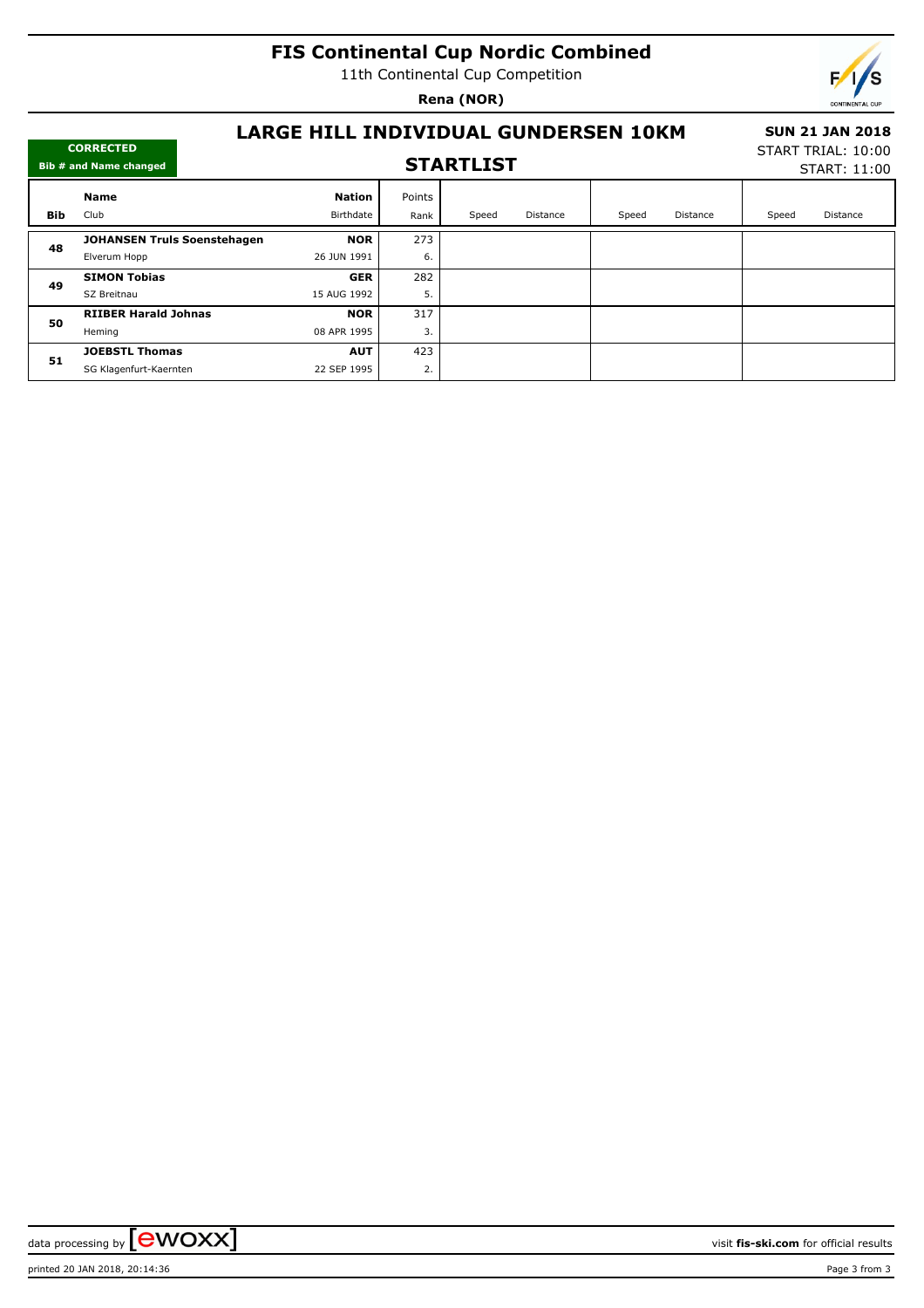# FIS Continental Cup Nordic Combined

11th Continental Cup Competition

**Rena (NOR)**

## LARGE HILL INDIVIDUAL GUNDERSEN 10KM

**SUN 21 JAN 2018**

START TRIAL: 10:00

START: 11:00

**CORRECTED**
**Bib # and Name changed**

### STARTLIST

| Bib | Name / Club | Nation / Birthdate | Points / Rank | Speed | Distance | Speed | Distance | Speed | Distance |
|---|---|---|---|---|---|---|---|---|---|
| 48 | **JOHANSEN Truls Soenstehagen** Elverum Hopp | **NOR** 26 JUN 1991 | 273 6. | | | | | | |
| 49 | **SIMON Tobias** SZ Breitnau | **GER** 15 AUG 1992 | 282 5. | | | | | | |
| 50 | **RIIBER Harald Johnas** Heming | **NOR** 08 APR 1995 | 317 3. | | | | | | |
| 51 | **JOEBSTL Thomas** SG Klagenfurt-Kaernten | **AUT** 22 SEP 1995 | 423 2. | | | | | | |

data processing by ewoxx

visit **fis-ski.com** for official results

printed 20 JAN 2018, 20:14:36